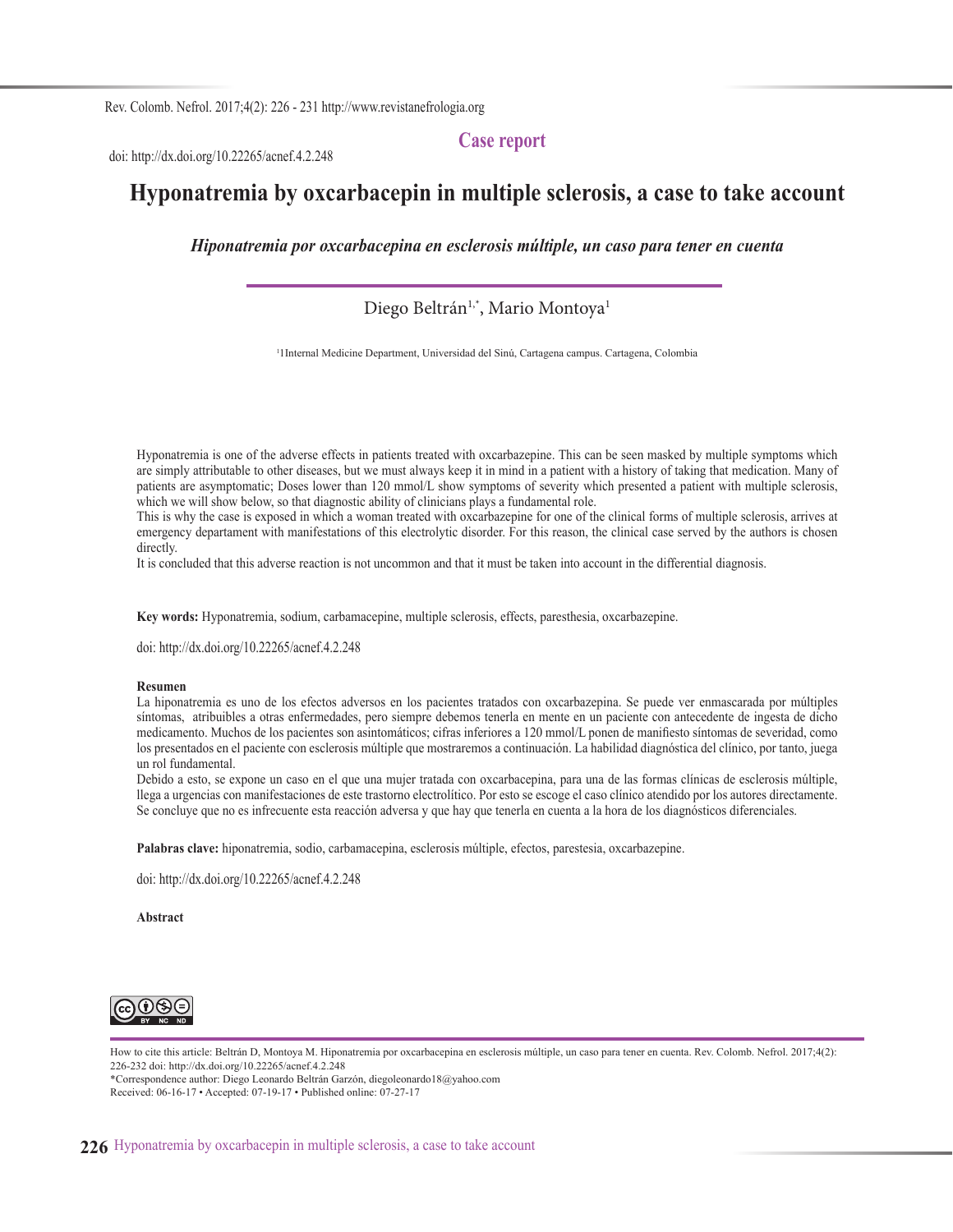doi: http://dx.doi.org/10.22265/acnef.4.2.248

**Case report**

# Hyponatremia by oxcarbacepin in multiple sclerosis, a case to take account

*Hiponatremia por oxcarbacepina en esclerosis múltiple, un caso para tener en cuenta*

Diego Beltrán[1,*], Mario Montoya[1]

[1]1Internal Medicine Department, Universidad del Sinú, Cartagena campus. Cartagena, Colombia

Hyponatremia is one of the adverse effects in patients treated with oxcarbazepine. This can be seen masked by multiple symptoms which are simply attributable to other diseases, but we must always keep it in mind in a patient with a history of taking that medication. Many of patients are asymptomatic; Doses lower than 120 mmol/L show symptoms of severity which presented a patient with multiple sclerosis, which we will show below, so that diagnostic ability of clinicians plays a fundamental role.

This is why the case is exposed in which a woman treated with oxcarbazepine for one of the clinical forms of multiple sclerosis, arrives at emergency departament with manifestations of this electrolytic disorder. For this reason, the clinical case served by the authors is chosen directly.

It is concluded that this adverse reaction is not uncommon and that it must be taken into account in the differential diagnosis.

**Key words:** Hyponatremia, sodium, carbamacepine, multiple sclerosis, effects, paresthesia, oxcarbazepine.

doi: http://dx.doi.org/10.22265/acnef.4.2.248

**Resumen**

La hiponatremia es uno de los efectos adversos en los pacientes tratados con oxcarbazepina. Se puede ver enmascarada por múltiples síntomas, atribuibles a otras enfermedades, pero siempre debemos tenerla en mente en un paciente con antecedente de ingesta de dicho medicamento. Muchos de los pacientes son asintomáticos; cifras inferiores a 120 mmol/L ponen de manifiesto síntomas de severidad, como los presentados en el paciente con esclerosis múltiple que mostraremos a continuación. La habilidad diagnóstica del clínico, por tanto, juega un rol fundamental.

Debido a esto, se expone un caso en el que una mujer tratada con oxcarbacepina, para una de las formas clínicas de esclerosis múltiple, llega a urgencias con manifestaciones de este trastorno electrolítico. Por esto se escoge el caso clínico atendido por los autores directamente.

Se concluye que no es infrecuente esta reacción adversa y que hay que tenerla en cuenta a la hora de los diagnósticos diferenciales.

**Palabras clave:** hiponatremia, sodio, carbamacepina, esclerosis múltiple, efectos, parestesia, oxcarbazepine.

doi: http://dx.doi.org/10.22265/acnef.4.2.248

**Abstract**

How to cite this article: Beltrán D, Montoya M. Hiponatremia por oxcarbacepina en esclerosis múltiple, un caso para tener en cuenta. Rev. Colomb. Nefrol. 2017;4(2): 226-232 doi: http://dx.doi.org/10.22265/acnef.4.2.248

*Correspondence author: Diego Leonardo Beltrán Garzón, diegoleonardo18@yahoo.com

Received: 06-16-17 • Accepted: 07-19-17 • Published online: 07-27-17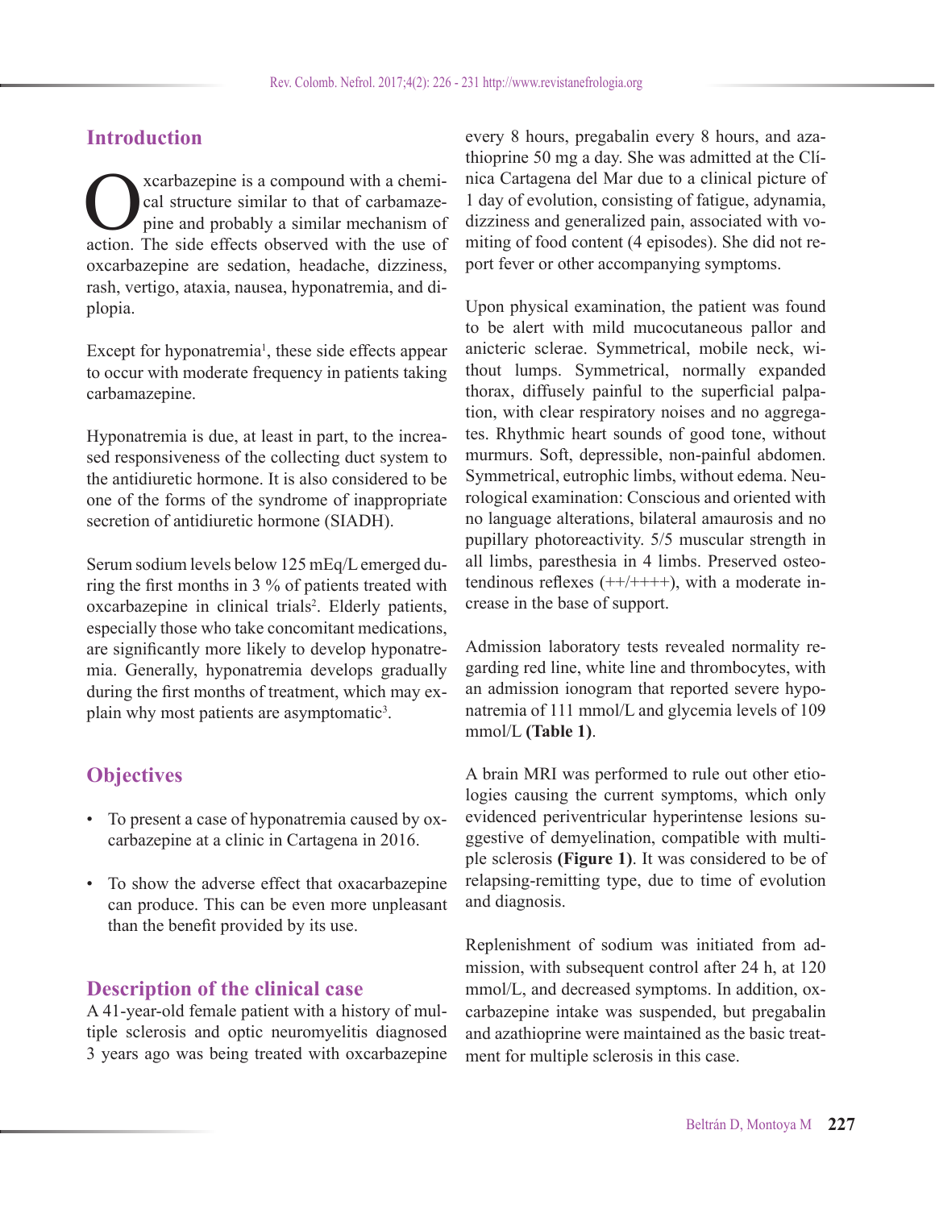## Introduction

Oxcarbazepine is a compound with a chemical structure similar to that of carbamazepine and probably a similar mechanism of action. The side effects observed with the use of oxcarbazepine are sedation, headache, dizziness, rash, vertigo, ataxia, nausea, hyponatremia, and diplopia.

Except for hyponatremia[1], these side effects appear to occur with moderate frequency in patients taking carbamazepine.

Hyponatremia is due, at least in part, to the increased responsiveness of the collecting duct system to the antidiuretic hormone. It is also considered to be one of the forms of the syndrome of inappropriate secretion of antidiuretic hormone (SIADH).

Serum sodium levels below 125 mEq/L emerged during the first months in 3 % of patients treated with oxcarbazepine in clinical trials[2]. Elderly patients, especially those who take concomitant medications, are significantly more likely to develop hyponatremia. Generally, hyponatremia develops gradually during the first months of treatment, which may explain why most patients are asymptomatic[3].

## Objectives

- To present a case of hyponatremia caused by oxcarbazepine at a clinic in Cartagena in 2016.
- To show the adverse effect that oxacarbazepine can produce. This can be even more unpleasant than the benefit provided by its use.

## Description of the clinical case

A 41-year-old female patient with a history of multiple sclerosis and optic neuromyelitis diagnosed 3 years ago was being treated with oxcarbazepine every 8 hours, pregabalin every 8 hours, and azathioprine 50 mg a day. She was admitted at the Clínica Cartagena del Mar due to a clinical picture of 1 day of evolution, consisting of fatigue, adynamia, dizziness and generalized pain, associated with vomiting of food content (4 episodes). She did not report fever or other accompanying symptoms.

Upon physical examination, the patient was found to be alert with mild mucocutaneous pallor and anicteric sclerae. Symmetrical, mobile neck, without lumps. Symmetrical, normally expanded thorax, diffusely painful to the superficial palpation, with clear respiratory noises and no aggregates. Rhythmic heart sounds of good tone, without murmurs. Soft, depressible, non-painful abdomen. Symmetrical, eutrophic limbs, without edema. Neurological examination: Conscious and oriented with no language alterations, bilateral amaurosis and no pupillary photoreactivity. 5/5 muscular strength in all limbs, paresthesia in 4 limbs. Preserved osteotendinous reflexes (++/++++), with a moderate increase in the base of support.

Admission laboratory tests revealed normality regarding red line, white line and thrombocytes, with an admission ionogram that reported severe hyponatremia of 111 mmol/L and glycemia levels of 109 mmol/L **(Table 1)**.

A brain MRI was performed to rule out other etiologies causing the current symptoms, which only evidenced periventricular hyperintense lesions suggestive of demyelination, compatible with multiple sclerosis **(Figure 1)**. It was considered to be of relapsing-remitting type, due to time of evolution and diagnosis.

Replenishment of sodium was initiated from admission, with subsequent control after 24 h, at 120 mmol/L, and decreased symptoms. In addition, oxcarbazepine intake was suspended, but pregabalin and azathioprine were maintained as the basic treatment for multiple sclerosis in this case.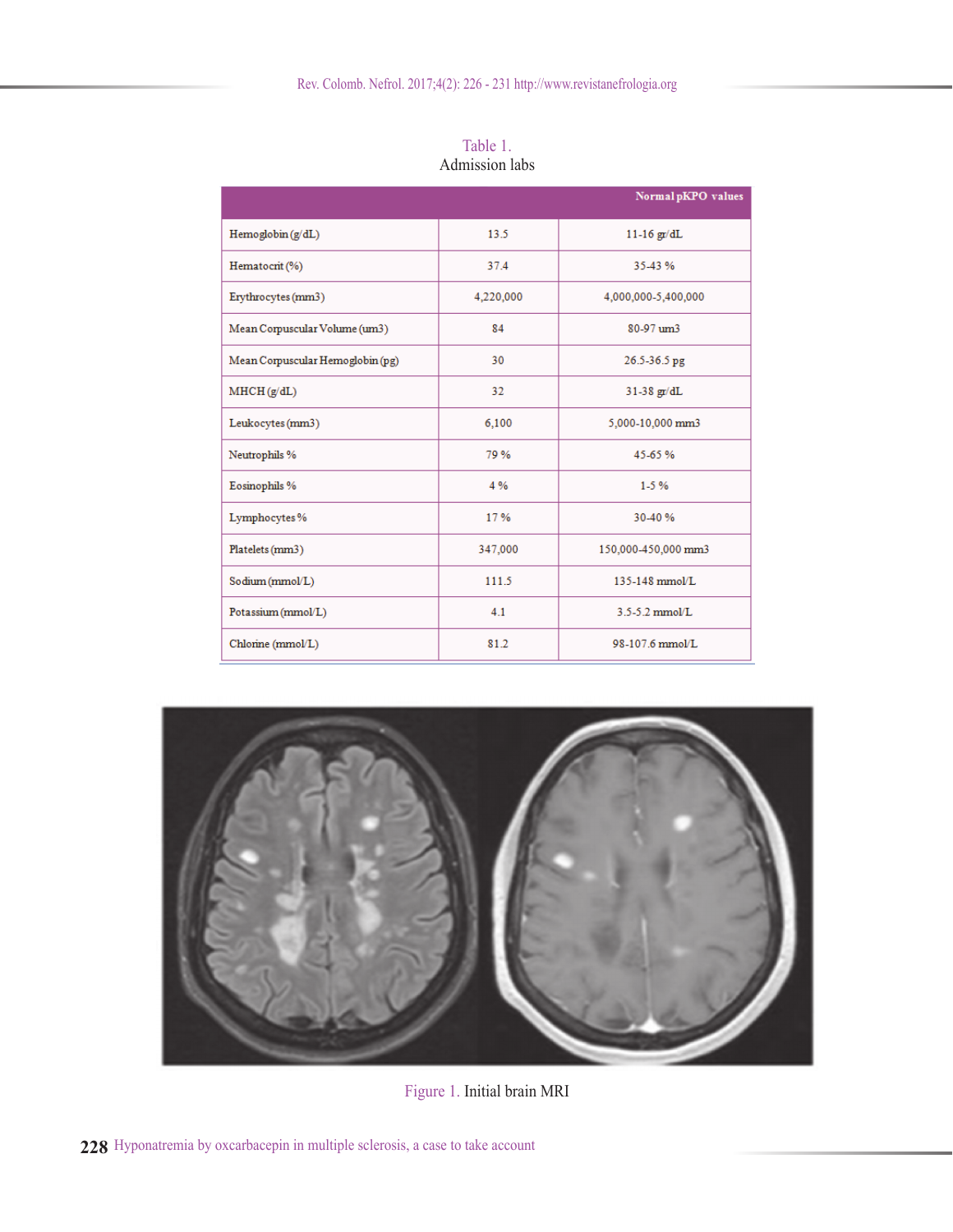Table 1.
Admission labs

| | | Normal pKPO values |
|---|---|---|
| Hemoglobin (g/dL) | 13.5 | 11-16 gr/dL |
| Hematocrit (%) | 37.4 | 35-43 % |
| Erythrocytes (mm3) | 4,220,000 | 4,000,000-5,400,000 |
| Mean Corpuscular Volume (um3) | 84 | 80-97 um3 |
| Mean Corpuscular Hemoglobin (pg) | 30 | 26.5-36.5 pg |
| MHCH (g/dL) | 32 | 31-38 gr/dL |
| Leukocytes (mm3) | 6,100 | 5,000-10,000 mm3 |
| Neutrophils % | 79 % | 45-65 % |
| Eosinophils % | 4 % | 1-5 % |
| Lymphocytes % | 17 % | 30-40 % |
| Platelets (mm3) | 347,000 | 150,000-450,000 mm3 |
| Sodium (mmol/L) | 111.5 | 135-148 mmol/L |
| Potassium (mmol/L) | 4.1 | 3.5-5.2 mmol/L |
| Chlorine (mmol/L) | 81.2 | 98-107.6 mmol/L |

Figure 1. Initial brain MRI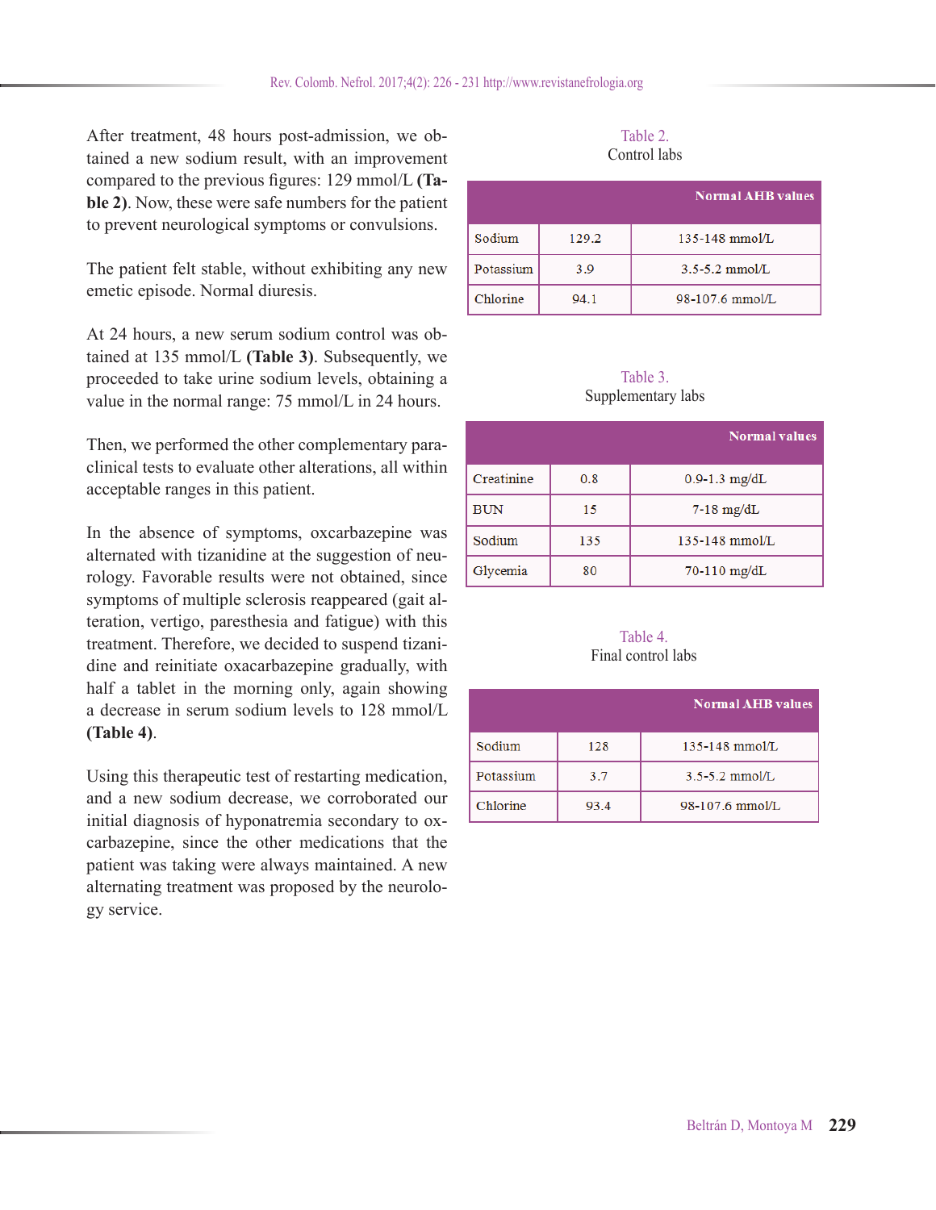After treatment, 48 hours post-admission, we obtained a new sodium result, with an improvement compared to the previous figures: 129 mmol/L **(Table 2)**. Now, these were safe numbers for the patient to prevent neurological symptoms or convulsions.

The patient felt stable, without exhibiting any new emetic episode. Normal diuresis.

At 24 hours, a new serum sodium control was obtained at 135 mmol/L **(Table 3)**. Subsequently, we proceeded to take urine sodium levels, obtaining a value in the normal range: 75 mmol/L in 24 hours.

Then, we performed the other complementary paraclinical tests to evaluate other alterations, all within acceptable ranges in this patient.

In the absence of symptoms, oxcarbazepine was alternated with tizanidine at the suggestion of neurology. Favorable results were not obtained, since symptoms of multiple sclerosis reappeared (gait alteration, vertigo, paresthesia and fatigue) with this treatment. Therefore, we decided to suspend tizanidine and reinitiate oxacarbazepine gradually, with half a tablet in the morning only, again showing a decrease in serum sodium levels to 128 mmol/L **(Table 4)**.

Using this therapeutic test of restarting medication, and a new sodium decrease, we corroborated our initial diagnosis of hyponatremia secondary to oxcarbazepine, since the other medications that the patient was taking were always maintained. A new alternating treatment was proposed by the neurology service.

Table 2.
Control labs

| | | Normal AHB values |
|---|---|---|
| Sodium | 129.2 | 135-148 mmol/L |
| Potassium | 3.9 | 3.5-5.2 mmol/L |
| Chlorine | 94.1 | 98-107.6 mmol/L |

Table 3.
Supplementary labs

| | | Normal values |
|---|---|---|
| Creatinine | 0.8 | 0.9-1.3 mg/dL |
| BUN | 15 | 7-18 mg/dL |
| Sodium | 135 | 135-148 mmol/L |
| Glycemia | 80 | 70-110 mg/dL |

Table 4.
Final control labs

| | | Normal AHB values |
|---|---|---|
| Sodium | 128 | 135-148 mmol/L |
| Potassium | 3.7 | 3.5-5.2 mmol/L |
| Chlorine | 93.4 | 98-107.6 mmol/L |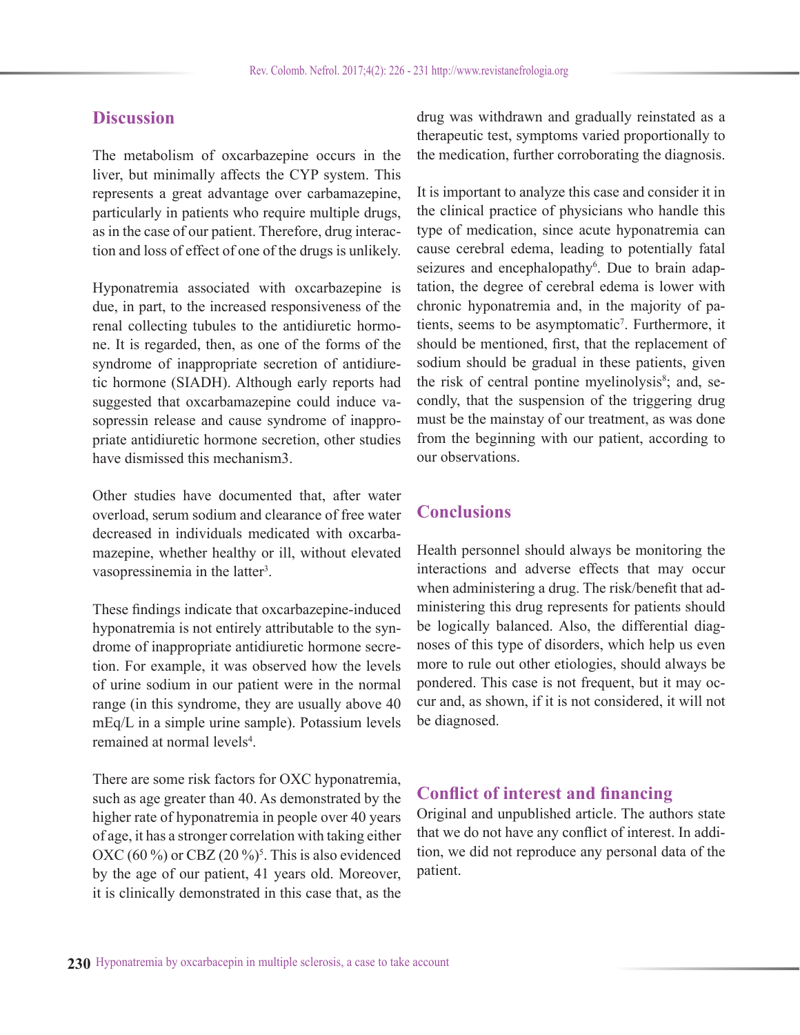## Discussion

The metabolism of oxcarbazepine occurs in the liver, but minimally affects the CYP system. This represents a great advantage over carbamazepine, particularly in patients who require multiple drugs, as in the case of our patient. Therefore, drug interaction and loss of effect of one of the drugs is unlikely.

Hyponatremia associated with oxcarbazepine is due, in part, to the increased responsiveness of the renal collecting tubules to the antidiuretic hormone. It is regarded, then, as one of the forms of the syndrome of inappropriate secretion of antidiuretic hormone (SIADH). Although early reports had suggested that oxcarbamazepine could induce vasopressin release and cause syndrome of inappropriate antidiuretic hormone secretion, other studies have dismissed this mechanism3.

Other studies have documented that, after water overload, serum sodium and clearance of free water decreased in individuals medicated with oxcarbamazepine, whether healthy or ill, without elevated vasopressinemia in the latter[3].

These findings indicate that oxcarbazepine-induced hyponatremia is not entirely attributable to the syndrome of inappropriate antidiuretic hormone secretion. For example, it was observed how the levels of urine sodium in our patient were in the normal range (in this syndrome, they are usually above 40 mEq/L in a simple urine sample). Potassium levels remained at normal levels[4].

There are some risk factors for OXC hyponatremia, such as age greater than 40. As demonstrated by the higher rate of hyponatremia in people over 40 years of age, it has a stronger correlation with taking either OXC (60 %) or CBZ (20 %)[5]. This is also evidenced by the age of our patient, 41 years old. Moreover, it is clinically demonstrated in this case that, as the drug was withdrawn and gradually reinstated as a therapeutic test, symptoms varied proportionally to the medication, further corroborating the diagnosis.

It is important to analyze this case and consider it in the clinical practice of physicians who handle this type of medication, since acute hyponatremia can cause cerebral edema, leading to potentially fatal seizures and encephalopathy[6]. Due to brain adaptation, the degree of cerebral edema is lower with chronic hyponatremia and, in the majority of patients, seems to be asymptomatic[7]. Furthermore, it should be mentioned, first, that the replacement of sodium should be gradual in these patients, given the risk of central pontine myelinolysis[8]; and, secondly, that the suspension of the triggering drug must be the mainstay of our treatment, as was done from the beginning with our patient, according to our observations.

## Conclusions

Health personnel should always be monitoring the interactions and adverse effects that may occur when administering a drug. The risk/benefit that administering this drug represents for patients should be logically balanced. Also, the differential diagnoses of this type of disorders, which help us even more to rule out other etiologies, should always be pondered. This case is not frequent, but it may occur and, as shown, if it is not considered, it will not be diagnosed.

## Conflict of interest and financing

Original and unpublished article. The authors state that we do not have any conflict of interest. In addition, we did not reproduce any personal data of the patient.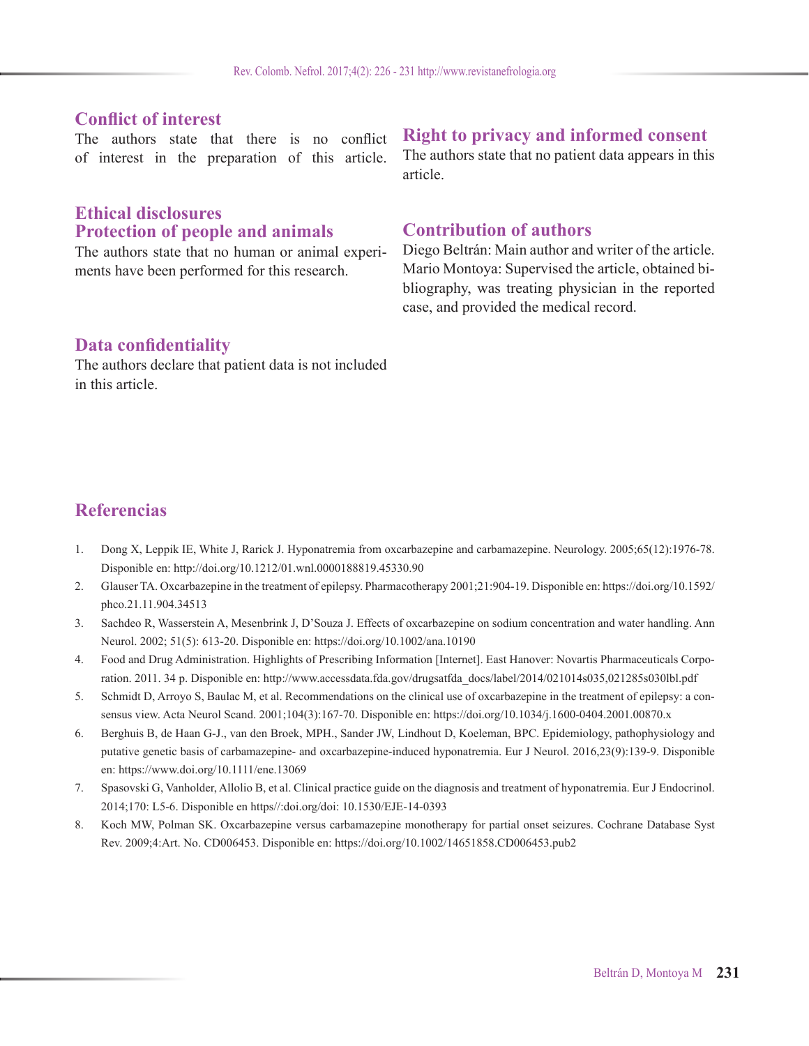## Conflict of interest

The authors state that there is no conflict of interest in the preparation of this article.

## Ethical disclosures

## Protection of people and animals

The authors state that no human or animal experiments have been performed for this research.

## Data confidentiality

The authors declare that patient data is not included in this article.

## Right to privacy and informed consent

The authors state that no patient data appears in this article.

## Contribution of authors

Diego Beltrán: Main author and writer of the article. Mario Montoya: Supervised the article, obtained bibliography, was treating physician in the reported case, and provided the medical record.

## Referencias

1. Dong X, Leppik IE, White J, Rarick J. Hyponatremia from oxcarbazepine and carbamazepine. Neurology. 2005;65(12):1976-78. Disponible en: http://doi.org/10.1212/01.wnl.0000188819.45330.90
2. Glauser TA. Oxcarbazepine in the treatment of epilepsy. Pharmacotherapy 2001;21:904-19. Disponible en: https://doi.org/10.1592/phco.21.11.904.34513
3. Sachdeo R, Wasserstein A, Mesenbrink J, D'Souza J. Effects of oxcarbazepine on sodium concentration and water handling. Ann Neurol. 2002; 51(5): 613-20. Disponible en: https://doi.org/10.1002/ana.10190
4. Food and Drug Administration. Highlights of Prescribing Information [Internet]. East Hanover: Novartis Pharmaceuticals Corporation. 2011. 34 p. Disponible en: http://www.accessdata.fda.gov/drugsatfda_docs/label/2014/021014s035,021285s030lbl.pdf
5. Schmidt D, Arroyo S, Baulac M, et al. Recommendations on the clinical use of oxcarbazepine in the treatment of epilepsy: a consensus view. Acta Neurol Scand. 2001;104(3):167-70. Disponible en: https://doi.org/10.1034/j.1600-0404.2001.00870.x
6. Berghuis B, de Haan G-J., van den Broek, MPH., Sander JW, Lindhout D, Koeleman, BPC. Epidemiology, pathophysiology and putative genetic basis of carbamazepine- and oxcarbazepine-induced hyponatremia. Eur J Neurol. 2016,23(9):139-9. Disponible en: https://www.doi.org/10.1111/ene.13069
7. Spasovski G, Vanholder, Allolio B, et al. Clinical practice guide on the diagnosis and treatment of hyponatremia. Eur J Endocrinol. 2014;170: L5-6. Disponible en https//:doi.org/doi: 10.1530/EJE-14-0393
8. Koch MW, Polman SK. Oxcarbazepine versus carbamazepine monotherapy for partial onset seizures. Cochrane Database Syst Rev. 2009;4:Art. No. CD006453. Disponible en: https://doi.org/10.1002/14651858.CD006453.pub2